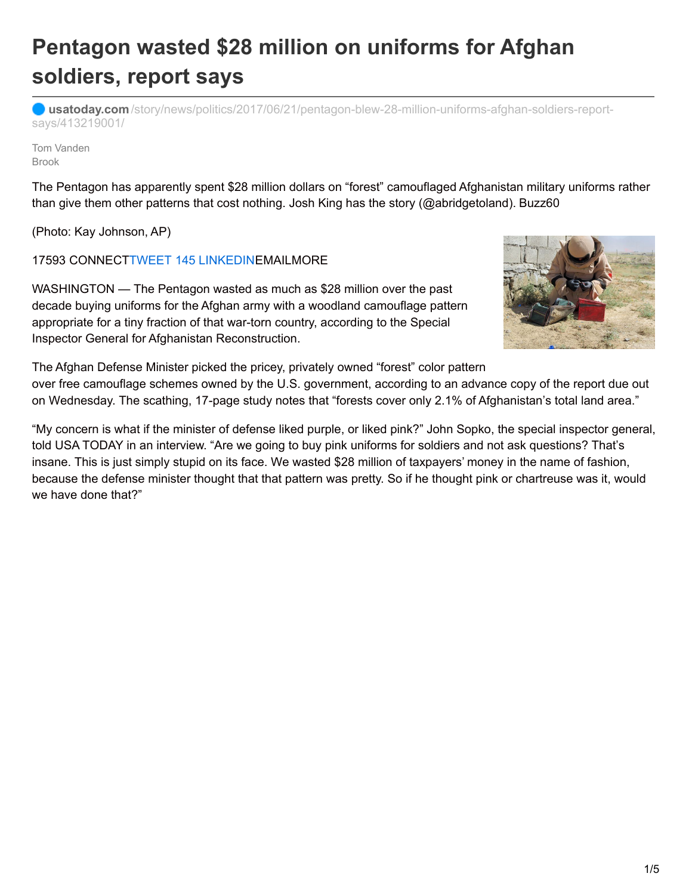# Pentagon wasted $28 million on uniforms for Afghan soldiers, report says

**usatoday.com**/story/news/politics/2017/06/21/pentagon-blew-28-million-uniforms-afghan-soldiers-report-says/413219001/

Tom Vanden Brook

The Pentagon has apparently spent $28 million dollars on "forest" camouflaged Afghanistan military uniforms rather than give them other patterns that cost nothing. Josh King has the story (@abridgetoland). Buzz60

(Photo: Kay Johnson, AP)

17593 CONNECTTWEET 145 LINKEDINEMAILMORE

WASHINGTON — The Pentagon wasted as much as $28 million over the past decade buying uniforms for the Afghan army with a woodland camouflage pattern appropriate for a tiny fraction of that war-torn country, according to the Special Inspector General for Afghanistan Reconstruction.

The Afghan Defense Minister picked the pricey, privately owned "forest" color pattern over free camouflage schemes owned by the U.S. government, according to an advance copy of the report due out on Wednesday. The scathing, 17-page study notes that "forests cover only 2.1% of Afghanistan's total land area."

"My concern is what if the minister of defense liked purple, or liked pink?" John Sopko, the special inspector general, told USA TODAY in an interview. "Are we going to buy pink uniforms for soldiers and not ask questions? That's insane. This is just simply stupid on its face. We wasted $28 million of taxpayers' money in the name of fashion, because the defense minister thought that that pattern was pretty. So if he thought pink or chartreuse was it, would we have done that?"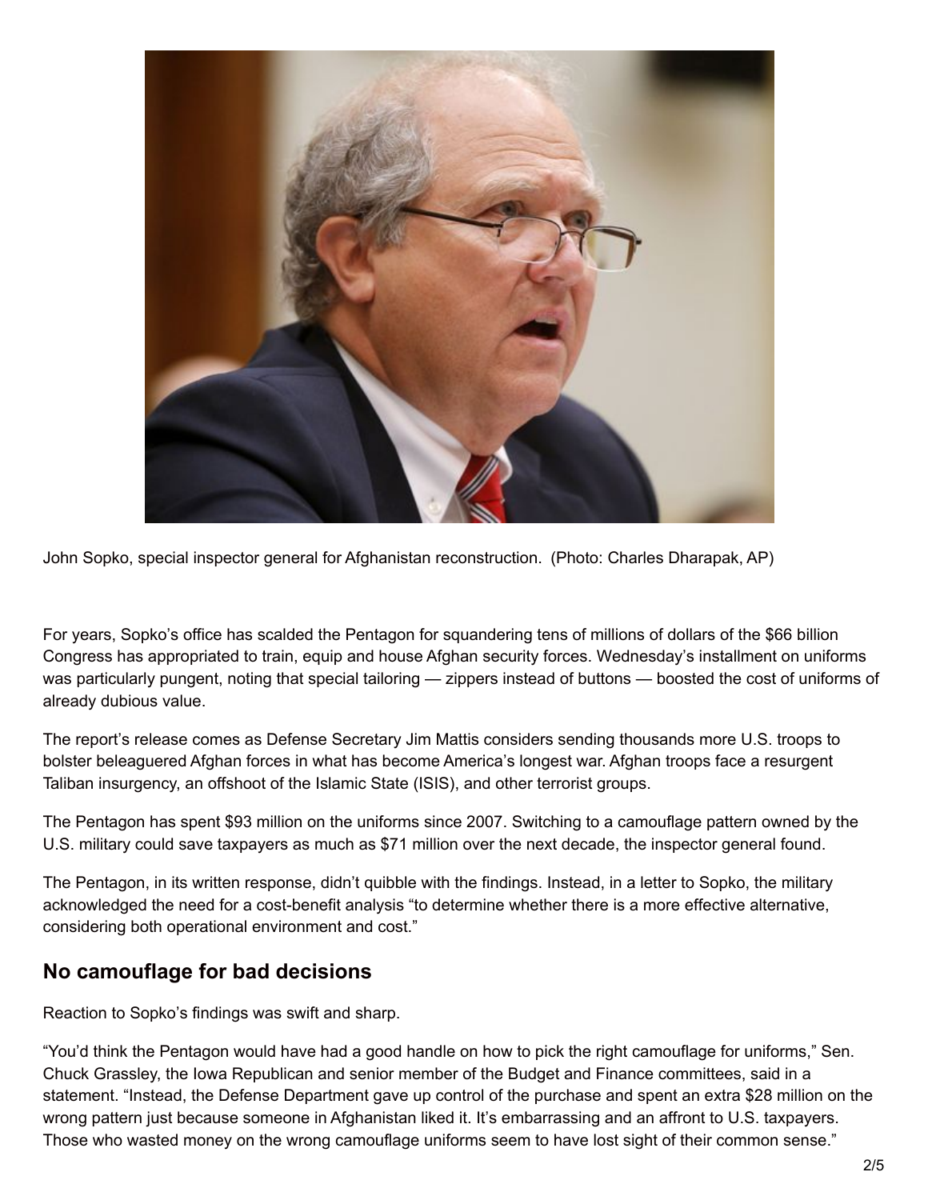John Sopko, special inspector general for Afghanistan reconstruction. (Photo: Charles Dharapak, AP)

For years, Sopko's office has scalded the Pentagon for squandering tens of millions of dollars of the $66 billion Congress has appropriated to train, equip and house Afghan security forces. Wednesday's installment on uniforms was particularly pungent, noting that special tailoring — zippers instead of buttons — boosted the cost of uniforms of already dubious value.

The report's release comes as Defense Secretary Jim Mattis considers sending thousands more U.S. troops to bolster beleaguered Afghan forces in what has become America's longest war. Afghan troops face a resurgent Taliban insurgency, an offshoot of the Islamic State (ISIS), and other terrorist groups.

The Pentagon has spent $93 million on the uniforms since 2007. Switching to a camouflage pattern owned by the U.S. military could save taxpayers as much as $71 million over the next decade, the inspector general found.

The Pentagon, in its written response, didn't quibble with the findings. Instead, in a letter to Sopko, the military acknowledged the need for a cost-benefit analysis "to determine whether there is a more effective alternative, considering both operational environment and cost."

## No camouflage for bad decisions

Reaction to Sopko's findings was swift and sharp.

"You'd think the Pentagon would have had a good handle on how to pick the right camouflage for uniforms," Sen. Chuck Grassley, the Iowa Republican and senior member of the Budget and Finance committees, said in a statement. "Instead, the Defense Department gave up control of the purchase and spent an extra $28 million on the wrong pattern just because someone in Afghanistan liked it. It's embarrassing and an affront to U.S. taxpayers. Those who wasted money on the wrong camouflage uniforms seem to have lost sight of their common sense."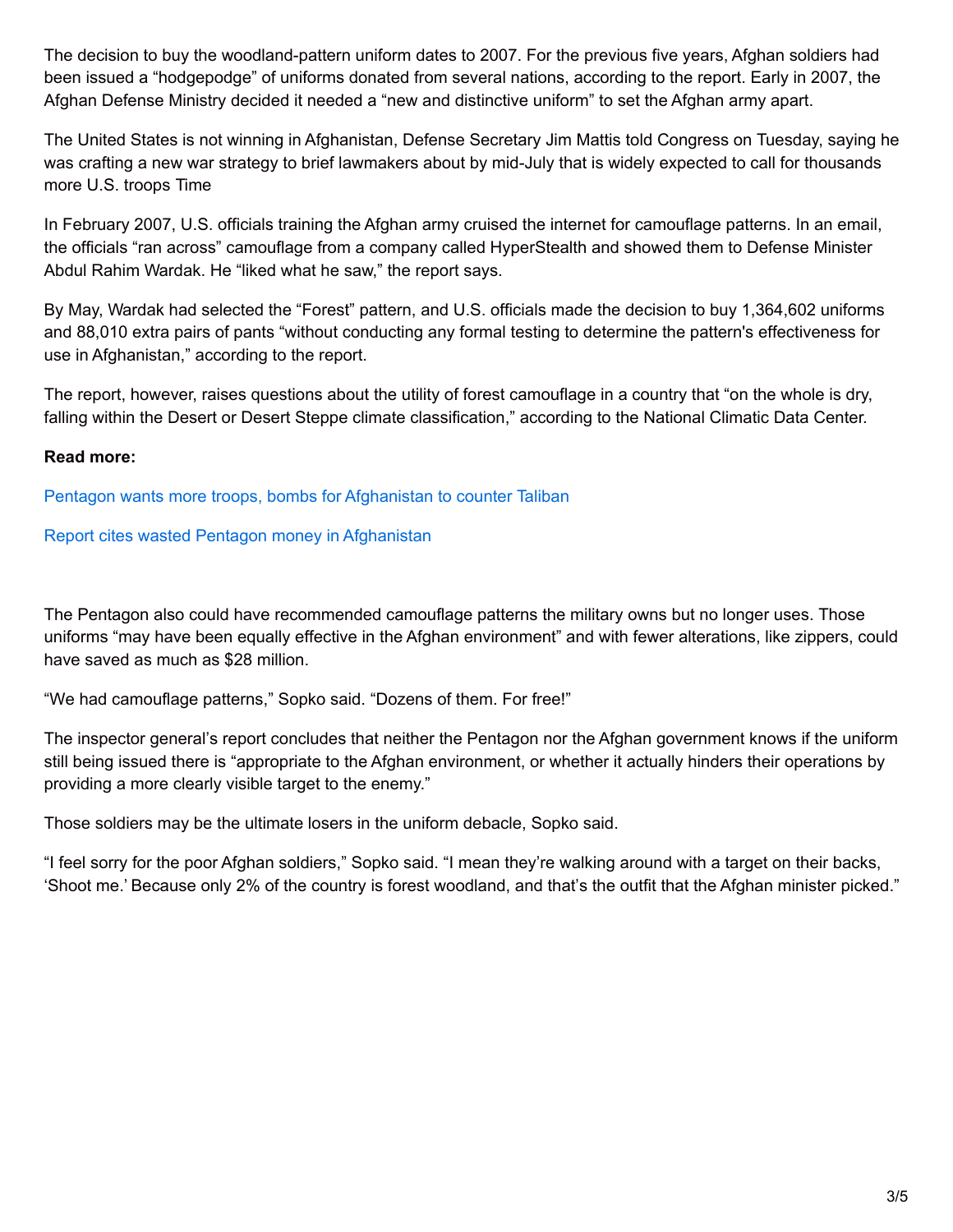The decision to buy the woodland-pattern uniform dates to 2007. For the previous five years, Afghan soldiers had been issued a "hodgepodge" of uniforms donated from several nations, according to the report. Early in 2007, the Afghan Defense Ministry decided it needed a "new and distinctive uniform" to set the Afghan army apart.

The United States is not winning in Afghanistan, Defense Secretary Jim Mattis told Congress on Tuesday, saying he was crafting a new war strategy to brief lawmakers about by mid-July that is widely expected to call for thousands more U.S. troops Time

In February 2007, U.S. officials training the Afghan army cruised the internet for camouflage patterns. In an email, the officials "ran across" camouflage from a company called HyperStealth and showed them to Defense Minister Abdul Rahim Wardak. He "liked what he saw," the report says.

By May, Wardak had selected the "Forest" pattern, and U.S. officials made the decision to buy 1,364,602 uniforms and 88,010 extra pairs of pants "without conducting any formal testing to determine the pattern's effectiveness for use in Afghanistan," according to the report.

The report, however, raises questions about the utility of forest camouflage in a country that "on the whole is dry, falling within the Desert or Desert Steppe climate classification," according to the National Climatic Data Center.

**Read more:**

Pentagon wants more troops, bombs for Afghanistan to counter Taliban

Report cites wasted Pentagon money in Afghanistan

The Pentagon also could have recommended camouflage patterns the military owns but no longer uses. Those uniforms "may have been equally effective in the Afghan environment" and with fewer alterations, like zippers, could have saved as much as $28 million.

"We had camouflage patterns," Sopko said. "Dozens of them. For free!"

The inspector general's report concludes that neither the Pentagon nor the Afghan government knows if the uniform still being issued there is "appropriate to the Afghan environment, or whether it actually hinders their operations by providing a more clearly visible target to the enemy."

Those soldiers may be the ultimate losers in the uniform debacle, Sopko said.

"I feel sorry for the poor Afghan soldiers," Sopko said. "I mean they're walking around with a target on their backs, 'Shoot me.' Because only 2% of the country is forest woodland, and that's the outfit that the Afghan minister picked."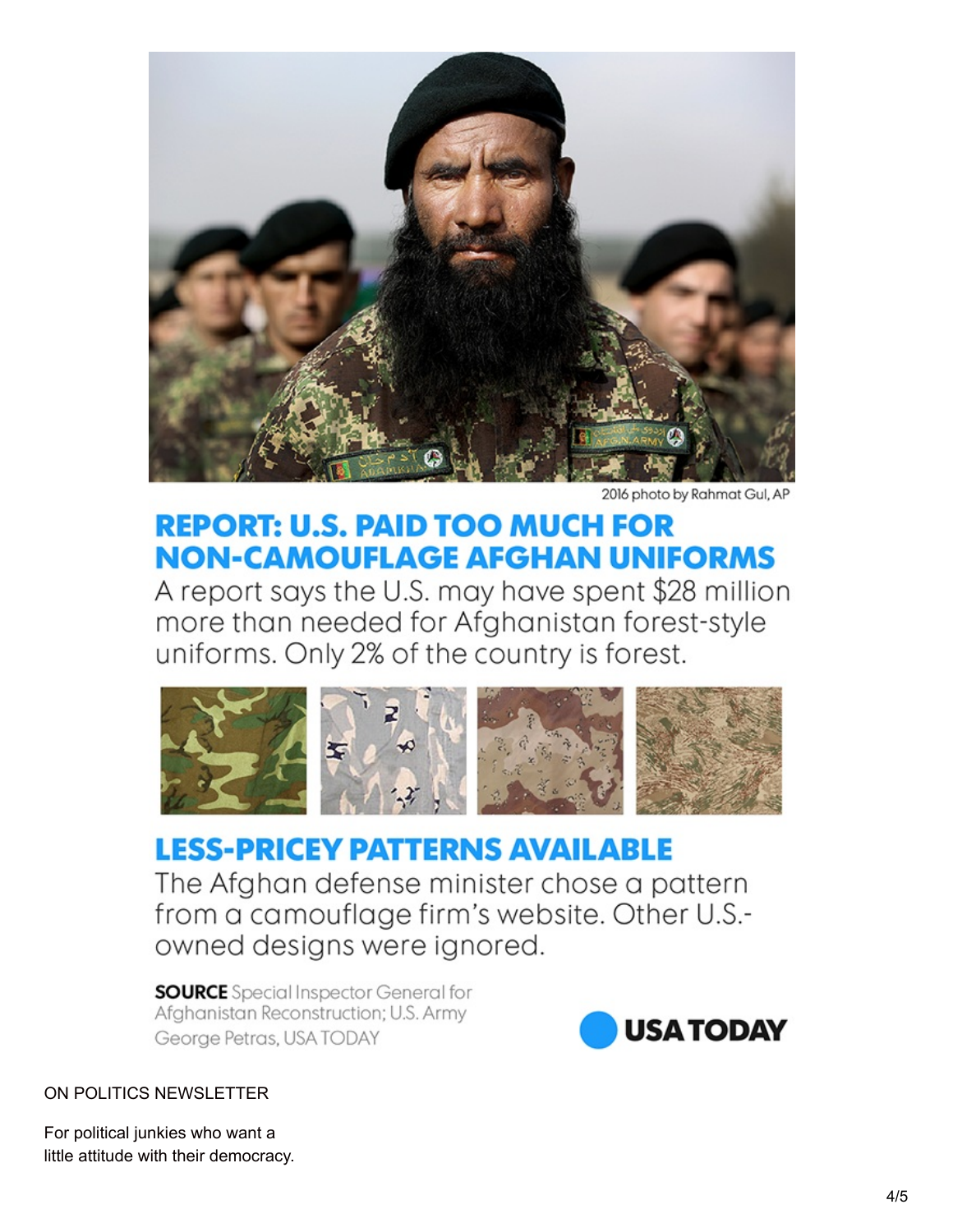2016 photo by Rahmat Gul, AP

## REPORT: U.S. PAID TOO MUCH FOR NON-CAMOUFLAGE AFGHAN UNIFORMS

A report says the U.S. may have spent $28 million more than needed for Afghanistan forest-style uniforms. Only 2% of the country is forest.

## LESS-PRICEY PATTERNS AVAILABLE

The Afghan defense minister chose a pattern from a camouflage firm's website. Other U.S.-owned designs were ignored.

**SOURCE** Special Inspector General for Afghanistan Reconstruction; U.S. Army
George Petras, USA TODAY

USA TODAY

ON POLITICS NEWSLETTER

For political junkies who want a little attitude with their democracy.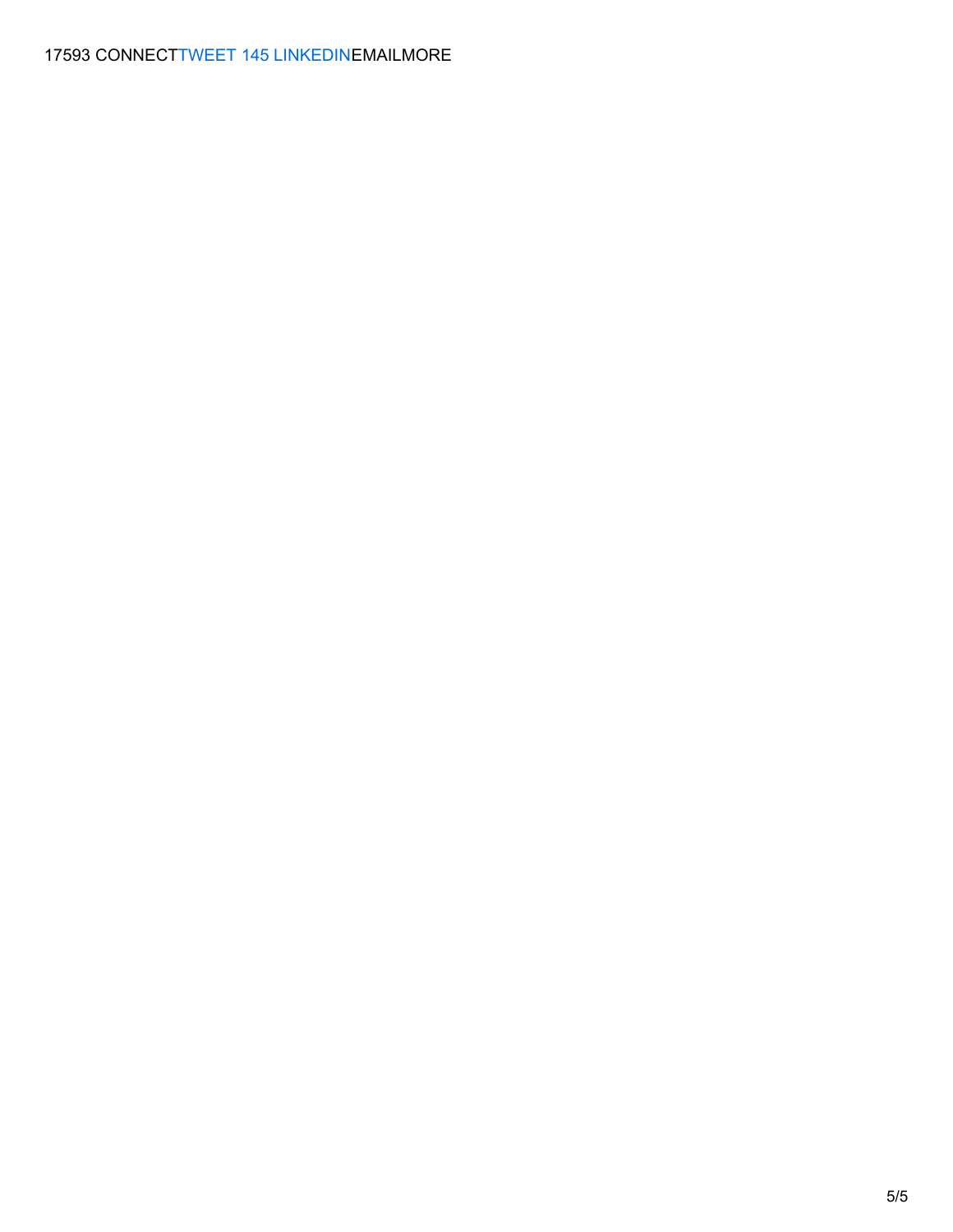17593 CONNECTTWEET 145 LINKEDINEMAILMORE